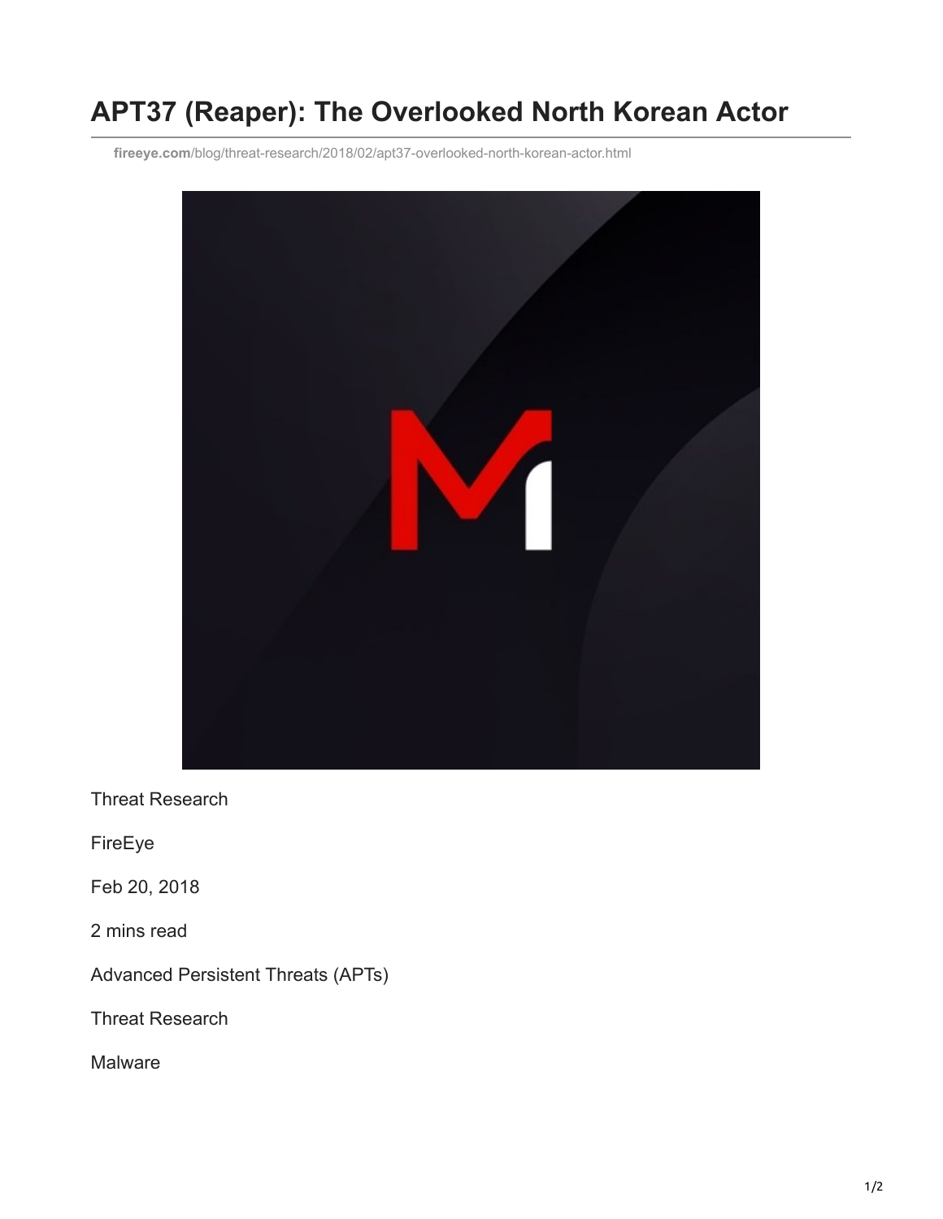# APT37 (Reaper): The Overlooked North Korean Actor

fireeye.com/blog/threat-research/2018/02/apt37-overlooked-north-korean-actor.html

Threat Research

FireEye

Feb 20, 2018

2 mins read

Advanced Persistent Threats (APTs)

Threat Research

Malware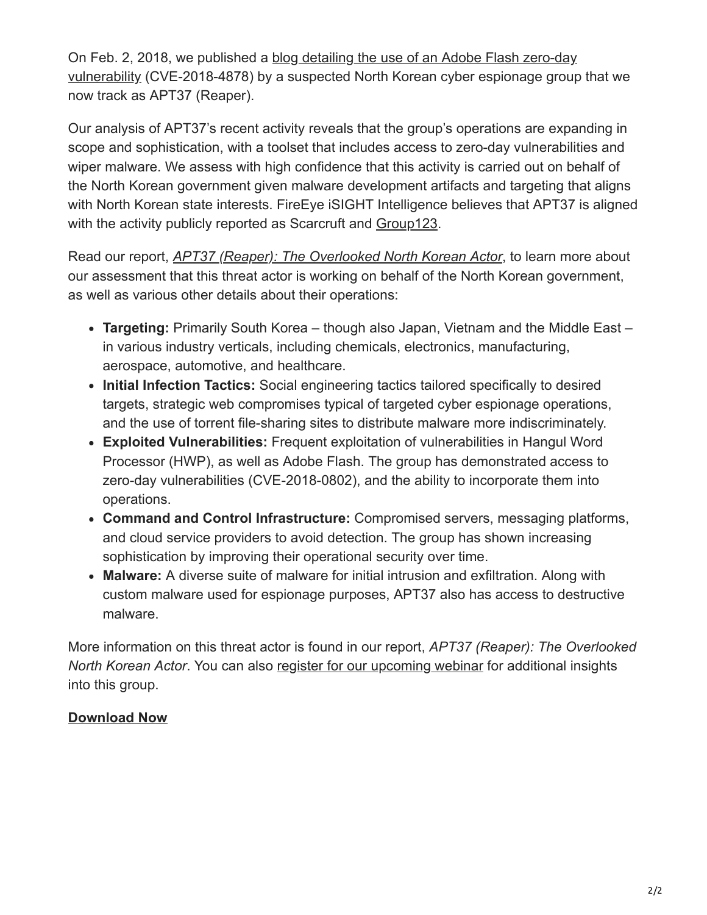On Feb. 2, 2018, we published a blog detailing the use of an Adobe Flash zero-day vulnerability (CVE-2018-4878) by a suspected North Korean cyber espionage group that we now track as APT37 (Reaper).

Our analysis of APT37's recent activity reveals that the group's operations are expanding in scope and sophistication, with a toolset that includes access to zero-day vulnerabilities and wiper malware. We assess with high confidence that this activity is carried out on behalf of the North Korean government given malware development artifacts and targeting that aligns with North Korean state interests. FireEye iSIGHT Intelligence believes that APT37 is aligned with the activity publicly reported as Scarcruft and Group123.

Read our report, *APT37 (Reaper): The Overlooked North Korean Actor*, to learn more about our assessment that this threat actor is working on behalf of the North Korean government, as well as various other details about their operations:

- **Targeting:** Primarily South Korea – though also Japan, Vietnam and the Middle East – in various industry verticals, including chemicals, electronics, manufacturing, aerospace, automotive, and healthcare.
- **Initial Infection Tactics:** Social engineering tactics tailored specifically to desired targets, strategic web compromises typical of targeted cyber espionage operations, and the use of torrent file-sharing sites to distribute malware more indiscriminately.
- **Exploited Vulnerabilities:** Frequent exploitation of vulnerabilities in Hangul Word Processor (HWP), as well as Adobe Flash. The group has demonstrated access to zero-day vulnerabilities (CVE-2018-0802), and the ability to incorporate them into operations.
- **Command and Control Infrastructure:** Compromised servers, messaging platforms, and cloud service providers to avoid detection. The group has shown increasing sophistication by improving their operational security over time.
- **Malware:** A diverse suite of malware for initial intrusion and exfiltration. Along with custom malware used for espionage purposes, APT37 also has access to destructive malware.

More information on this threat actor is found in our report, *APT37 (Reaper): The Overlooked North Korean Actor*. You can also register for our upcoming webinar for additional insights into this group.

**Download Now**